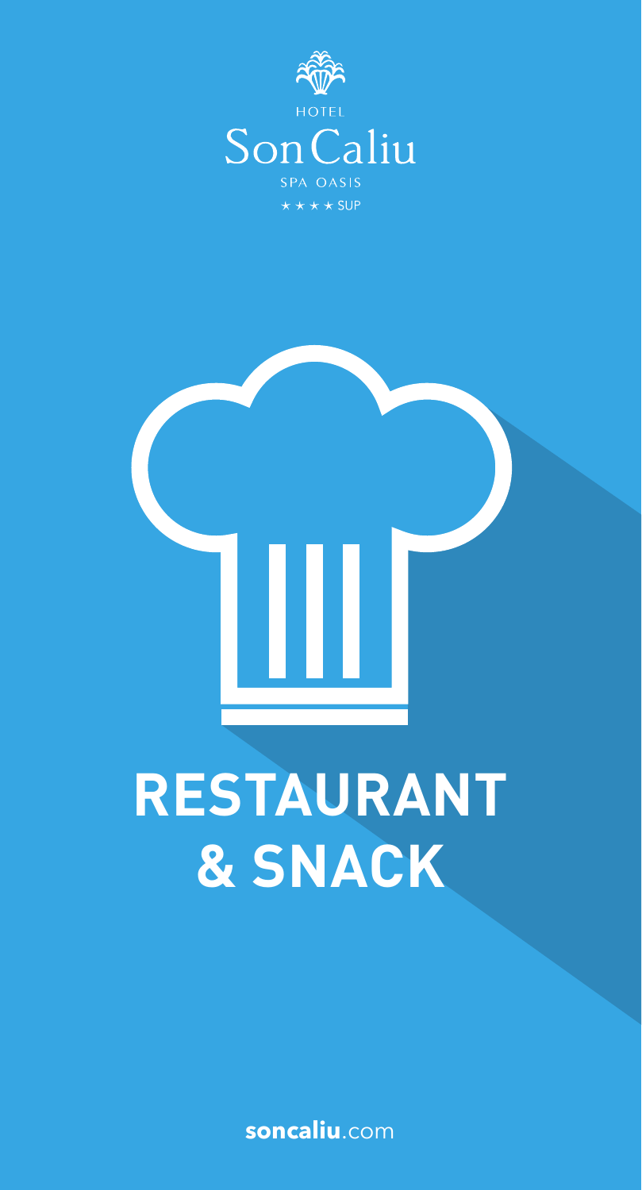HOTEL

Son Caliu

SPA OASIS

★ ★ ★ ★ SUP

# RESTAURANT & SNACK

soncaliu.com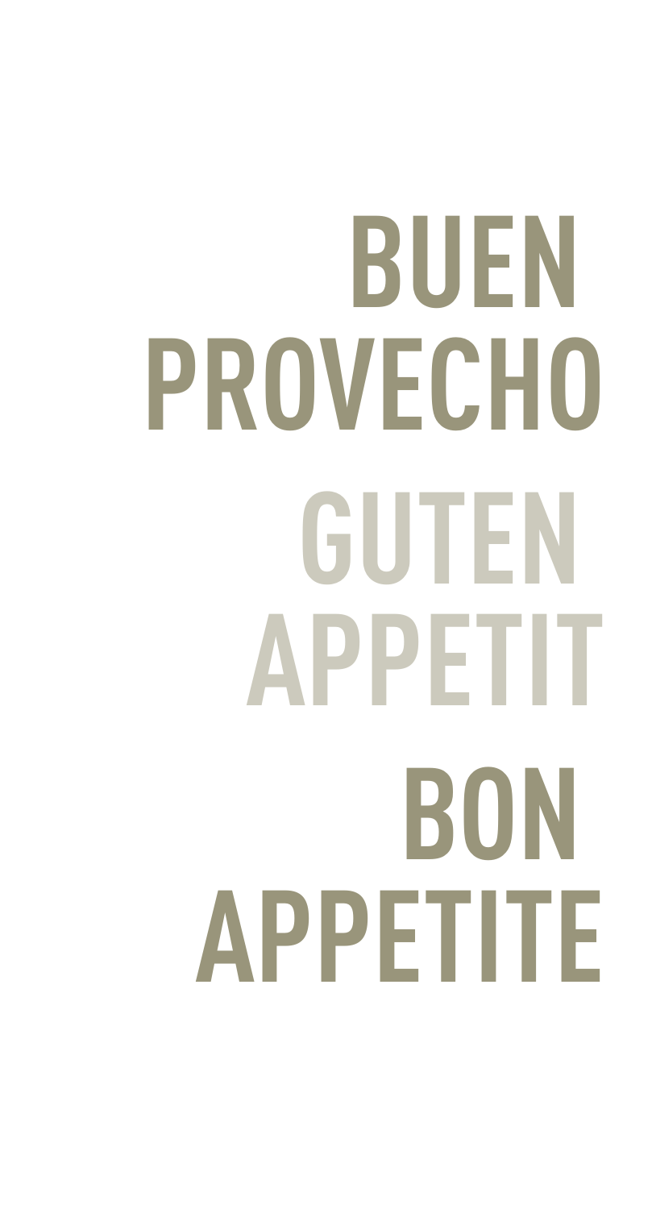BUEN
PROVECHO

GUTEN
APPETIT

BON
APPETITE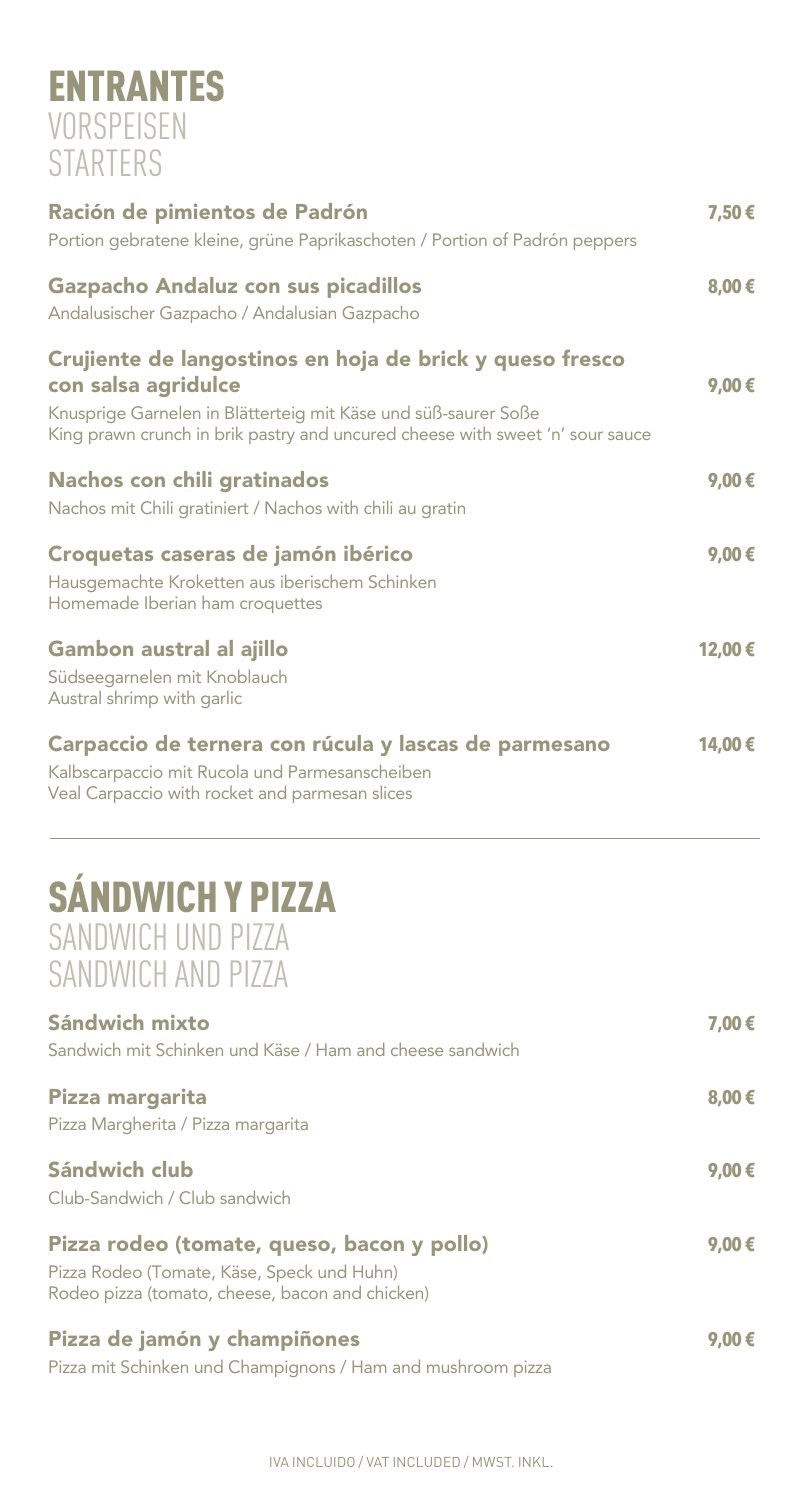# ENTRANTES
## VORSPEISEN
## STARTERS

**Ración de pimientos de Padrón** 7,50 €
Portion gebratene kleine, grüne Paprikaschoten / Portion of Padrón peppers

**Gazpacho Andaluz con sus picadillos** 8,00 €
Andalusischer Gazpacho / Andalusian Gazpacho

**Crujiente de langostinos en hoja de brick y queso fresco con salsa agridulce** 9,00 €
Knusprige Garnelen in Blätterteig mit Käse und süß-saurer Soße
King prawn crunch in brik pastry and uncured cheese with sweet 'n' sour sauce

**Nachos con chili gratinados** 9,00 €
Nachos mit Chili gratiniert / Nachos with chili au gratin

**Croquetas caseras de jamón ibérico** 9,00 €
Hausgemachte Kroketten aus iberischem Schinken
Homemade Iberian ham croquettes

**Gambon austral al ajillo** 12,00 €
Südseegarnelen mit Knoblauch
Austral shrimp with garlic

**Carpaccio de ternera con rúcula y lascas de parmesano** 14,00 €
Kalbscarpaccio mit Rucola und Parmesanscheiben
Veal Carpaccio with rocket and parmesan slices

---

# SÁNDWICH Y PIZZA
## SANDWICH UND PIZZA
## SANDWICH AND PIZZA

**Sándwich mixto** 7,00 €
Sandwich mit Schinken und Käse / Ham and cheese sandwich

**Pizza margarita** 8,00 €
Pizza Margherita / Pizza margarita

**Sándwich club** 9,00 €
Club-Sandwich / Club sandwich

**Pizza rodeo (tomate, queso, bacon y pollo)** 9,00 €
Pizza Rodeo (Tomate, Käse, Speck und Huhn)
Rodeo pizza (tomato, cheese, bacon and chicken)

**Pizza de jamón y champiñones** 9,00 €
Pizza mit Schinken und Champignons / Ham and mushroom pizza

IVA INCLUIDO / VAT INCLUDED / MWST. INKL.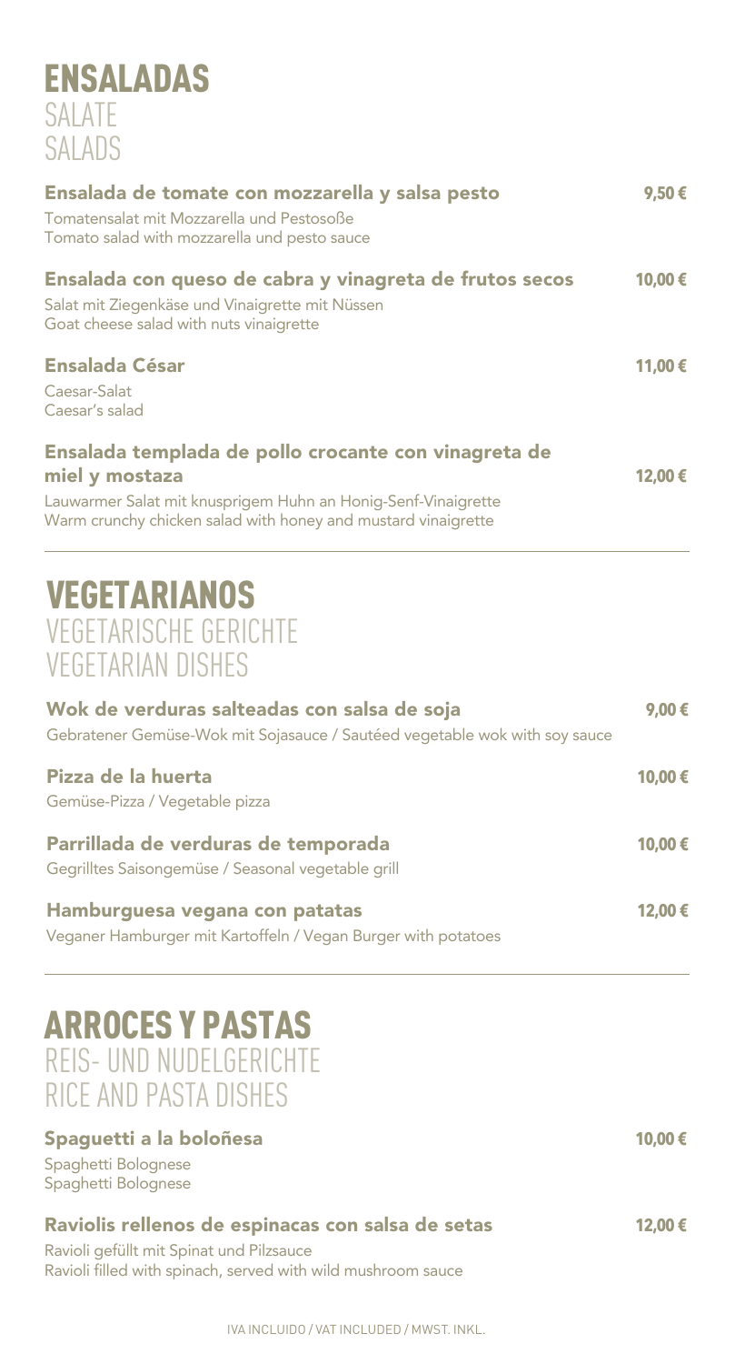# ENSALADAS
## SALATE
## SALADS

**Ensalada de tomate con mozzarella y salsa pesto** — **9,50 €**
Tomatensalat mit Mozzarella und Pestosoße
Tomato salad with mozzarella und pesto sauce

**Ensalada con queso de cabra y vinagreta de frutos secos** — **10,00 €**
Salat mit Ziegenkäse und Vinaigrette mit Nüssen
Goat cheese salad with nuts vinaigrette

**Ensalada César** — **11,00 €**
Caesar-Salat
Caesar's salad

**Ensalada templada de pollo crocante con vinagreta de miel y mostaza** — **12,00 €**
Lauwarmer Salat mit knusprigem Huhn an Honig-Senf-Vinaigrette
Warm crunchy chicken salad with honey and mustard vinaigrette

---

# VEGETARIANOS
## VEGETARISCHE GERICHTE
## VEGETARIAN DISHES

**Wok de verduras salteadas con salsa de soja** — **9,00 €**
Gebratener Gemüse-Wok mit Sojasauce / Sautéed vegetable wok with soy sauce

**Pizza de la huerta** — **10,00 €**
Gemüse-Pizza / Vegetable pizza

**Parrillada de verduras de temporada** — **10,00 €**
Gegrilltes Saisongemüse / Seasonal vegetable grill

**Hamburguesa vegana con patatas** — **12,00 €**
Veganer Hamburger mit Kartoffeln / Vegan Burger with potatoes

---

# ARROCES Y PASTAS
## REIS- UND NUDELGERICHTE
## RICE AND PASTA DISHES

**Spaguetti a la boloñesa** — **10,00 €**
Spaghetti Bolognese
Spaghetti Bolognese

**Raviolis rellenos de espinacas con salsa de setas** — **12,00 €**
Ravioli gefüllt mit Spinat und Pilzsauce
Ravioli filled with spinach, served with wild mushroom sauce

IVA INCLUIDO / VAT INCLUDED / MWST. INKL.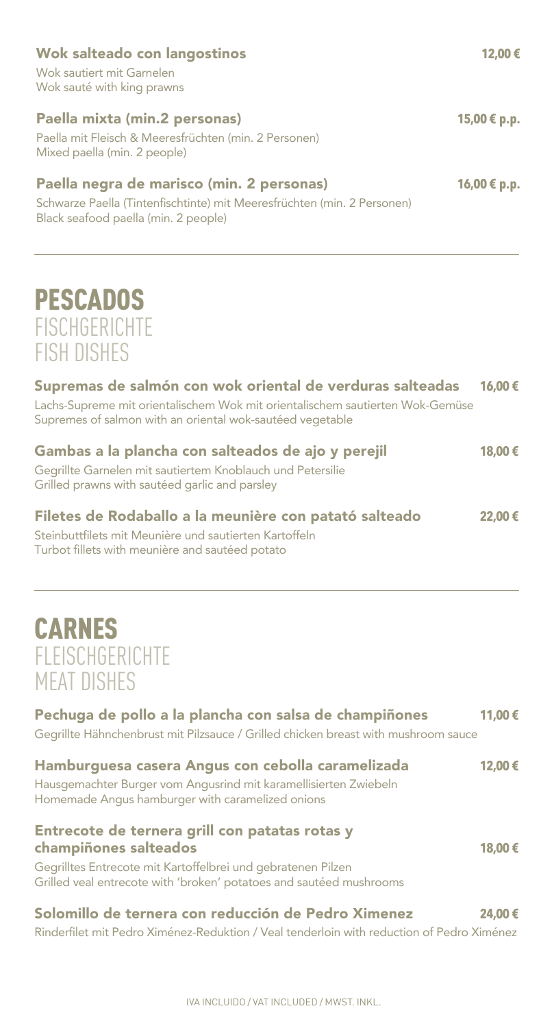**Wok salteado con langostinos** 12,00 €

Wok sautiert mit Garnelen
Wok sauté with king prawns

**Paella mixta (min.2 personas)** 15,00 € p.p.

Paella mit Fleisch & Meeresfrüchten (min. 2 Personen)
Mixed paella (min. 2 people)

**Paella negra de marisco (min. 2 personas)** 16,00 € p.p.

Schwarze Paella (Tintenfischtinte) mit Meeresfrüchten (min. 2 Personen)
Black seafood paella (min. 2 people)

---

# PESCADOS
## FISCHGERICHTE
## FISH DISHES

**Supremas de salmón con wok oriental de verduras salteadas** 16,00 €

Lachs-Supreme mit orientalischem Wok mit orientalischem sautierten Wok-Gemüse
Supremes of salmon with an oriental wok-sautéed vegetable

**Gambas a la plancha con salteados de ajo y perejil** 18,00 €

Gegrillte Garnelen mit sautiertem Knoblauch und Petersilie
Grilled prawns with sautéed garlic and parsley

**Filetes de Rodaballo a la meunière con patató salteado** 22,00 €

Steinbuttfilets mit Meunière und sautierten Kartoffeln
Turbot fillets with meunière and sautéed potato

---

# CARNES
## FLEISCHGERICHTE
## MEAT DISHES

**Pechuga de pollo a la plancha con salsa de champiñones** 11,00 €

Gegrillte Hähnchenbrust mit Pilzsauce / Grilled chicken breast with mushroom sauce

**Hamburguesa casera Angus con cebolla caramelizada** 12,00 €

Hausgemachter Burger vom Angusrind mit karamellisierten Zwiebeln
Homemade Angus hamburger with caramelized onions

**Entrecote de ternera grill con patatas rotas y champiñones salteados** 18,00 €

Gegrilltes Entrecote mit Kartoffelbrei und gebratenen Pilzen
Grilled veal entrecote with 'broken' potatoes and sautéed mushrooms

**Solomillo de ternera con reducción de Pedro Ximenez** 24,00 €

Rinderfilet mit Pedro Ximénez-Reduktion / Veal tenderloin with reduction of Pedro Ximénez

IVA INCLUIDO / VAT INCLUDED / MWST. INKL.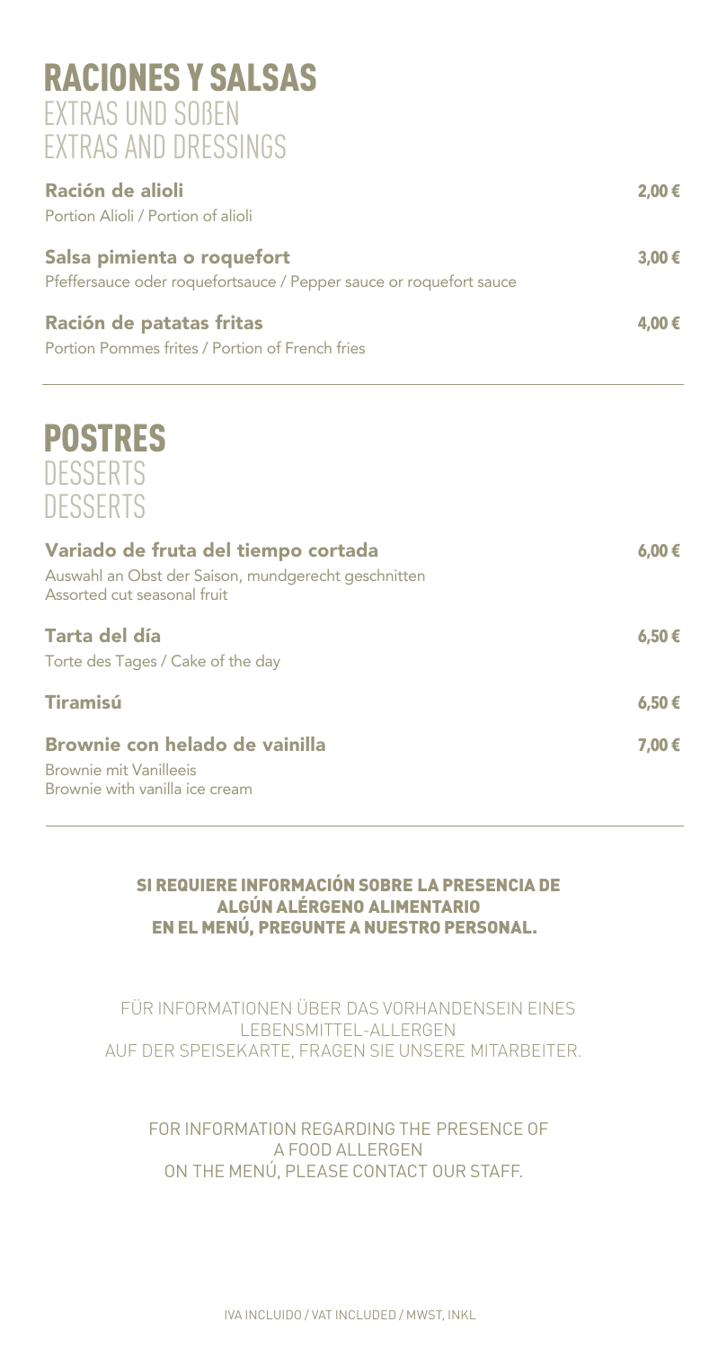# RACIONES Y SALSAS

EXTRAS UND SOßEN
EXTRAS AND DRESSINGS

**Ración de alioli** **2,00 €**
Portion Alioli / Portion of alioli

**Salsa pimienta o roquefort** **3,00 €**
Pfeffersauce oder roquefortsauce / Pepper sauce or roquefort sauce

**Ración de patatas fritas** **4,00 €**
Portion Pommes frites / Portion of French fries

# POSTRES

DESSERTS
DESSERTS

**Variado de fruta del tiempo cortada** **6,00 €**
Auswahl an Obst der Saison, mundgerecht geschnitten
Assorted cut seasonal fruit

**Tarta del día** **6,50 €**
Torte des Tages / Cake of the day

**Tiramisú** **6,50 €**

**Brownie con helado de vainilla** **7,00 €**
Brownie mit Vanilleeis
Brownie with vanilla ice cream

**SI REQUIERE INFORMACIÓN SOBRE LA PRESENCIA DE ALGÚN ALÉRGENO ALIMENTARIO EN EL MENÚ, PREGUNTE A NUESTRO PERSONAL.**

FÜR INFORMATIONEN ÜBER DAS VORHANDENSEIN EINES LEBENSMITTEL-ALLERGEN AUF DER SPEISEKARTE, FRAGEN SIE UNSERE MITARBEITER.

FOR INFORMATION REGARDING THE PRESENCE OF A FOOD ALLERGEN ON THE MENÚ, PLEASE CONTACT OUR STAFF.

IVA INCLUIDO / VAT INCLUDED / MWST, INKL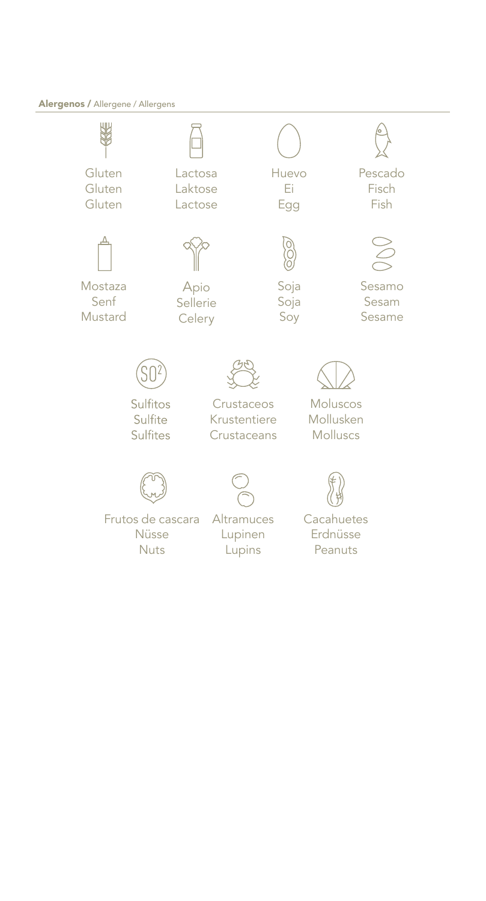**Alergenos /** Allergene / Allergens

| | | | |
|---|---|---|---|
| Gluten<br>Gluten<br>Gluten | Lactosa<br>Laktose<br>Lactose | Huevo<br>Ei<br>Egg | Pescado<br>Fisch<br>Fish |
| Mostaza<br>Senf<br>Mustard | Apio<br>Sellerie<br>Celery | Soja<br>Soja<br>Soy | Sesamo<br>Sesam<br>Sesame |
| Sulfitos<br>Sulfite<br>Sulfites | Crustaceos<br>Krustentiere<br>Crustaceans | Moluscos<br>Mollusken<br>Molluscs | |
| Frutos de cascara<br>Nüsse<br>Nuts | Altramuces<br>Lupinen<br>Lupins | Cacahuetes<br>Erdnüsse<br>Peanuts | |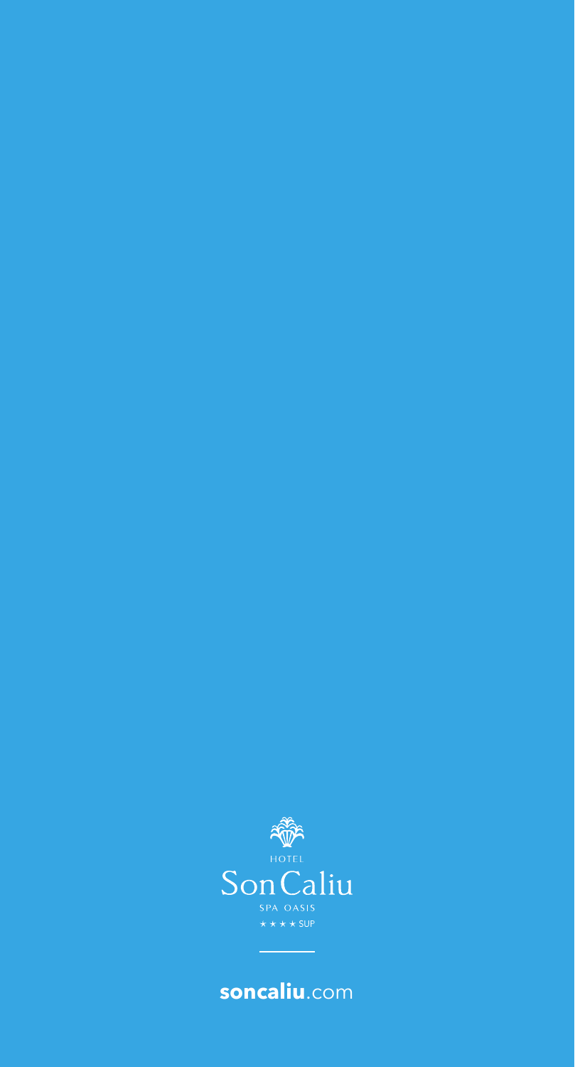HOTEL

Son Caliu

SPA OASIS

★ ★ ★ ★ SUP

**soncaliu**.com